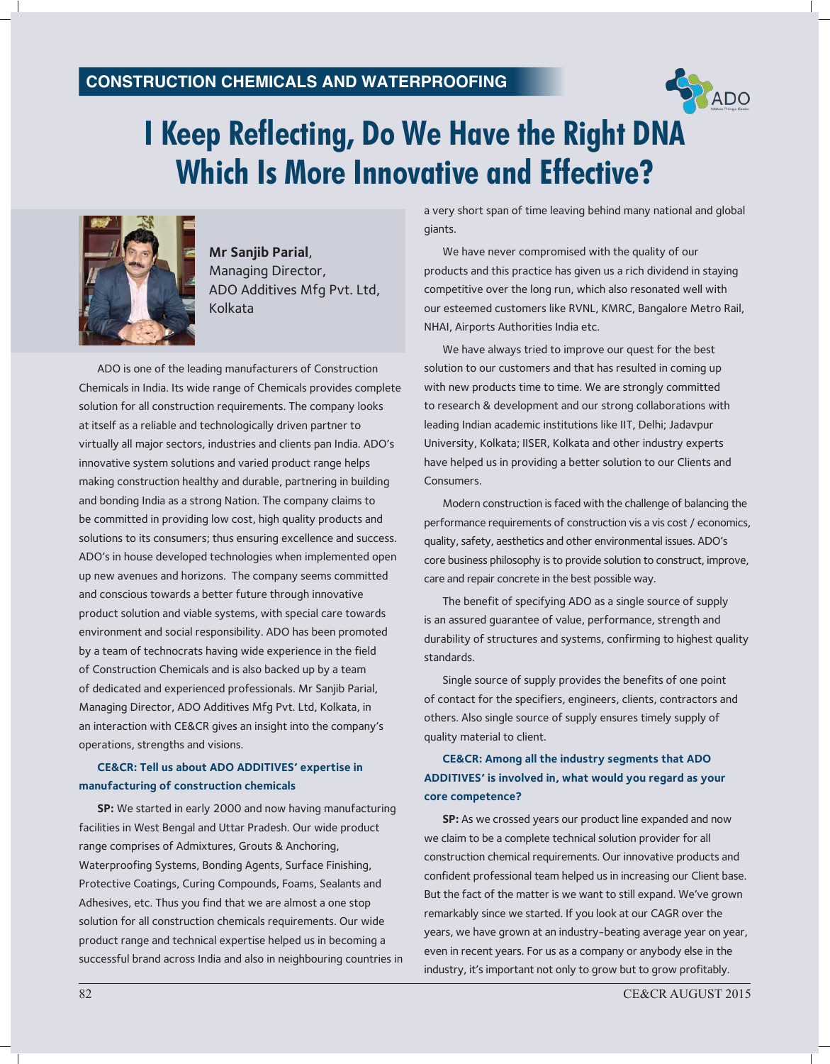CONSTRUCTION CHEMICALS AND WATERPROOFING

# I Keep Reflecting, Do We Have the Right DNA Which Is More Innovative and Effective?

**Mr Sanjib Parial**,
Managing Director,
ADO Additives Mfg Pvt. Ltd,
Kolkata

ADO is one of the leading manufacturers of Construction Chemicals in India. Its wide range of Chemicals provides complete solution for all construction requirements. The company looks at itself as a reliable and technologically driven partner to virtually all major sectors, industries and clients pan India. ADO's innovative system solutions and varied product range helps making construction healthy and durable, partnering in building and bonding India as a strong Nation. The company claims to be committed in providing low cost, high quality products and solutions to its consumers; thus ensuring excellence and success. ADO's in house developed technologies when implemented open up new avenues and horizons. The company seems committed and conscious towards a better future through innovative product solution and viable systems, with special care towards environment and social responsibility. ADO has been promoted by a team of technocrats having wide experience in the field of Construction Chemicals and is also backed up by a team of dedicated and experienced professionals. Mr Sanjib Parial, Managing Director, ADO Additives Mfg Pvt. Ltd, Kolkata, in an interaction with CE&CR gives an insight into the company's operations, strengths and visions.

**CE&CR: Tell us about ADO ADDITIVES' expertise in manufacturing of construction chemicals**

**SP:** We started in early 2000 and now having manufacturing facilities in West Bengal and Uttar Pradesh. Our wide product range comprises of Admixtures, Grouts & Anchoring, Waterproofing Systems, Bonding Agents, Surface Finishing, Protective Coatings, Curing Compounds, Foams, Sealants and Adhesives, etc. Thus you find that we are almost a one stop solution for all construction chemicals requirements. Our wide product range and technical expertise helped us in becoming a successful brand across India and also in neighbouring countries in a very short span of time leaving behind many national and global giants.

We have never compromised with the quality of our products and this practice has given us a rich dividend in staying competitive over the long run, which also resonated well with our esteemed customers like RVNL, KMRC, Bangalore Metro Rail, NHAI, Airports Authorities India etc.

We have always tried to improve our quest for the best solution to our customers and that has resulted in coming up with new products time to time. We are strongly committed to research & development and our strong collaborations with leading Indian academic institutions like IIT, Delhi; Jadavpur University, Kolkata; IISER, Kolkata and other industry experts have helped us in providing a better solution to our Clients and Consumers.

Modern construction is faced with the challenge of balancing the performance requirements of construction vis a vis cost / economics, quality, safety, aesthetics and other environmental issues. ADO's core business philosophy is to provide solution to construct, improve, care and repair concrete in the best possible way.

The benefit of specifying ADO as a single source of supply is an assured guarantee of value, performance, strength and durability of structures and systems, confirming to highest quality standards.

Single source of supply provides the benefits of one point of contact for the specifiers, engineers, clients, contractors and others. Also single source of supply ensures timely supply of quality material to client.

**CE&CR: Among all the industry segments that ADO ADDITIVES' is involved in, what would you regard as your core competence?**

**SP:** As we crossed years our product line expanded and now we claim to be a complete technical solution provider for all construction chemical requirements. Our innovative products and confident professional team helped us in increasing our Client base. But the fact of the matter is we want to still expand. We've grown remarkably since we started. If you look at our CAGR over the years, we have grown at an industry-beating average year on year, even in recent years. For us as a company or anybody else in the industry, it's important not only to grow but to grow profitably.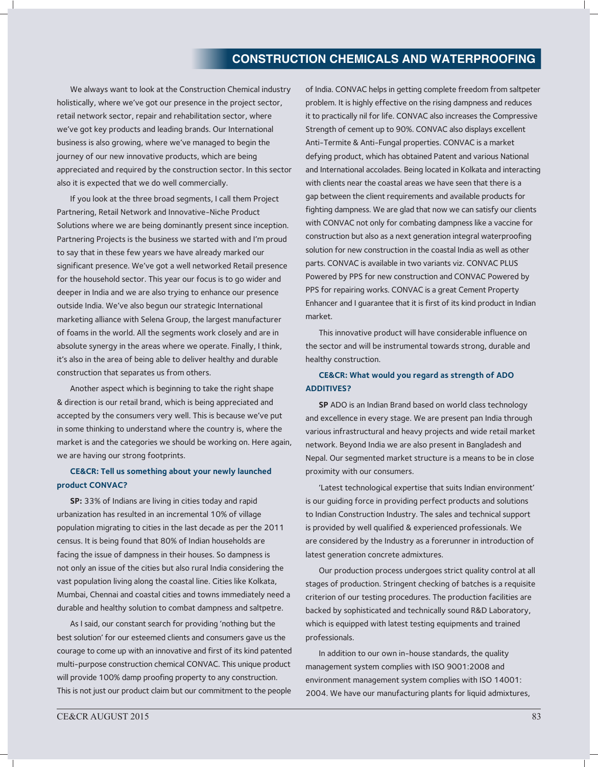We always want to look at the Construction Chemical industry holistically, where we've got our presence in the project sector, retail network sector, repair and rehabilitation sector, where we've got key products and leading brands. Our International business is also growing, where we've managed to begin the journey of our new innovative products, which are being appreciated and required by the construction sector. In this sector also it is expected that we do well commercially.

If you look at the three broad segments, I call them Project Partnering, Retail Network and Innovative-Niche Product Solutions where we are being dominantly present since inception. Partnering Projects is the business we started with and I'm proud to say that in these few years we have already marked our significant presence. We've got a well networked Retail presence for the household sector. This year our focus is to go wider and deeper in India and we are also trying to enhance our presence outside India. We've also begun our strategic International marketing alliance with Selena Group, the largest manufacturer of foams in the world. All the segments work closely and are in absolute synergy in the areas where we operate. Finally, I think, it's also in the area of being able to deliver healthy and durable construction that separates us from others.

Another aspect which is beginning to take the right shape & direction is our retail brand, which is being appreciated and accepted by the consumers very well. This is because we've put in some thinking to understand where the country is, where the market is and the categories we should be working on. Here again, we are having our strong footprints.

**CE&CR: Tell us something about your newly launched product CONVAC?**

**SP:** 33% of Indians are living in cities today and rapid urbanization has resulted in an incremental 10% of village population migrating to cities in the last decade as per the 2011 census. It is being found that 80% of Indian households are facing the issue of dampness in their houses. So dampness is not only an issue of the cities but also rural India considering the vast population living along the coastal line. Cities like Kolkata, Mumbai, Chennai and coastal cities and towns immediately need a durable and healthy solution to combat dampness and saltpetre.

As I said, our constant search for providing 'nothing but the best solution' for our esteemed clients and consumers gave us the courage to come up with an innovative and first of its kind patented multi-purpose construction chemical CONVAC. This unique product will provide 100% damp proofing property to any construction. This is not just our product claim but our commitment to the people of India. CONVAC helps in getting complete freedom from saltpeter problem. It is highly effective on the rising dampness and reduces it to practically nil for life. CONVAC also increases the Compressive Strength of cement up to 90%. CONVAC also displays excellent Anti-Termite & Anti-Fungal properties. CONVAC is a market defying product, which has obtained Patent and various National and International accolades. Being located in Kolkata and interacting with clients near the coastal areas we have seen that there is a gap between the client requirements and available products for fighting dampness. We are glad that now we can satisfy our clients with CONVAC not only for combating dampness like a vaccine for construction but also as a next generation integral waterproofing solution for new construction in the coastal India as well as other parts. CONVAC is available in two variants viz. CONVAC PLUS Powered by PPS for new construction and CONVAC Powered by PPS for repairing works. CONVAC is a great Cement Property Enhancer and I guarantee that it is first of its kind product in Indian market.

This innovative product will have considerable influence on the sector and will be instrumental towards strong, durable and healthy construction.

**CE&CR: What would you regard as strength of ADO ADDITIVES?**

**SP** ADO is an Indian Brand based on world class technology and excellence in every stage. We are present pan India through various infrastructural and heavy projects and wide retail market network. Beyond India we are also present in Bangladesh and Nepal. Our segmented market structure is a means to be in close proximity with our consumers.

'Latest technological expertise that suits Indian environment' is our guiding force in providing perfect products and solutions to Indian Construction Industry. The sales and technical support is provided by well qualified & experienced professionals. We are considered by the Industry as a forerunner in introduction of latest generation concrete admixtures.

Our production process undergoes strict quality control at all stages of production. Stringent checking of batches is a requisite criterion of our testing procedures. The production facilities are backed by sophisticated and technically sound R&D Laboratory, which is equipped with latest testing equipments and trained professionals.

In addition to our own in-house standards, the quality management system complies with ISO 9001:2008 and environment management system complies with ISO 14001: 2004. We have our manufacturing plants for liquid admixtures,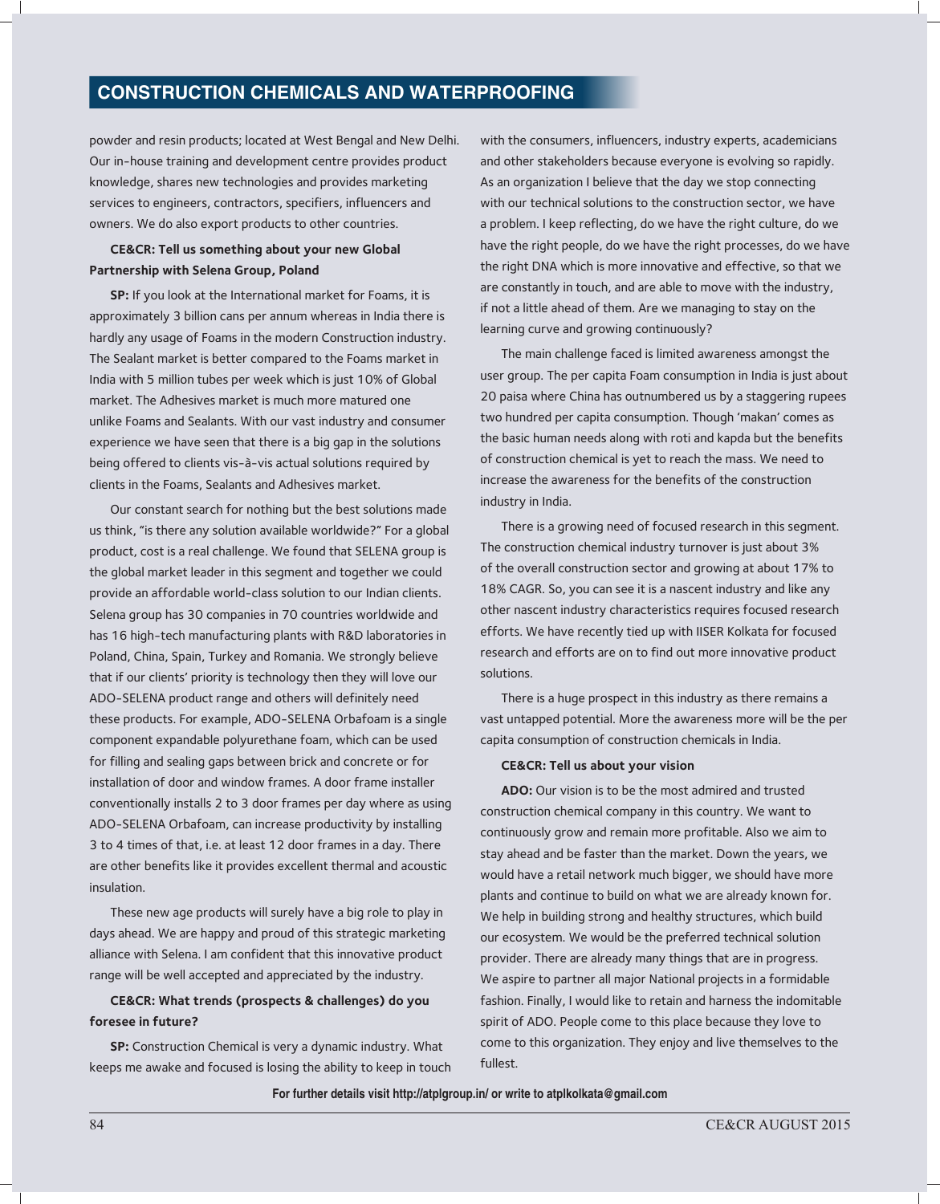powder and resin products; located at West Bengal and New Delhi. Our in-house training and development centre provides product knowledge, shares new technologies and provides marketing services to engineers, contractors, specifiers, influencers and owners. We do also export products to other countries.

**CE&CR: Tell us something about your new Global Partnership with Selena Group, Poland**

**SP:** If you look at the International market for Foams, it is approximately 3 billion cans per annum whereas in India there is hardly any usage of Foams in the modern Construction industry. The Sealant market is better compared to the Foams market in India with 5 million tubes per week which is just 10% of Global market. The Adhesives market is much more matured one unlike Foams and Sealants. With our vast industry and consumer experience we have seen that there is a big gap in the solutions being offered to clients vis-à-vis actual solutions required by clients in the Foams, Sealants and Adhesives market.

Our constant search for nothing but the best solutions made us think, "is there any solution available worldwide?" For a global product, cost is a real challenge. We found that SELENA group is the global market leader in this segment and together we could provide an affordable world-class solution to our Indian clients. Selena group has 30 companies in 70 countries worldwide and has 16 high-tech manufacturing plants with R&D laboratories in Poland, China, Spain, Turkey and Romania. We strongly believe that if our clients' priority is technology then they will love our ADO-SELENA product range and others will definitely need these products. For example, ADO-SELENA Orbafoam is a single component expandable polyurethane foam, which can be used for filling and sealing gaps between brick and concrete or for installation of door and window frames. A door frame installer conventionally installs 2 to 3 door frames per day where as using ADO-SELENA Orbafoam, can increase productivity by installing 3 to 4 times of that, i.e. at least 12 door frames in a day. There are other benefits like it provides excellent thermal and acoustic insulation.

These new age products will surely have a big role to play in days ahead. We are happy and proud of this strategic marketing alliance with Selena. I am confident that this innovative product range will be well accepted and appreciated by the industry.

**CE&CR: What trends (prospects & challenges) do you foresee in future?**

**SP:** Construction Chemical is very a dynamic industry. What keeps me awake and focused is losing the ability to keep in touch with the consumers, influencers, industry experts, academicians and other stakeholders because everyone is evolving so rapidly. As an organization I believe that the day we stop connecting with our technical solutions to the construction sector, we have a problem. I keep reflecting, do we have the right culture, do we have the right people, do we have the right processes, do we have the right DNA which is more innovative and effective, so that we are constantly in touch, and are able to move with the industry, if not a little ahead of them. Are we managing to stay on the learning curve and growing continuously?

The main challenge faced is limited awareness amongst the user group. The per capita Foam consumption in India is just about 20 paisa where China has outnumbered us by a staggering rupees two hundred per capita consumption. Though 'makan' comes as the basic human needs along with roti and kapda but the benefits of construction chemical is yet to reach the mass. We need to increase the awareness for the benefits of the construction industry in India.

There is a growing need of focused research in this segment. The construction chemical industry turnover is just about 3% of the overall construction sector and growing at about 17% to 18% CAGR. So, you can see it is a nascent industry and like any other nascent industry characteristics requires focused research efforts. We have recently tied up with IISER Kolkata for focused research and efforts are on to find out more innovative product solutions.

There is a huge prospect in this industry as there remains a vast untapped potential. More the awareness more will be the per capita consumption of construction chemicals in India.

**CE&CR: Tell us about your vision**

**ADO:** Our vision is to be the most admired and trusted construction chemical company in this country. We want to continuously grow and remain more profitable. Also we aim to stay ahead and be faster than the market. Down the years, we would have a retail network much bigger, we should have more plants and continue to build on what we are already known for. We help in building strong and healthy structures, which build our ecosystem. We would be the preferred technical solution provider. There are already many things that are in progress. We aspire to partner all major National projects in a formidable fashion. Finally, I would like to retain and harness the indomitable spirit of ADO. People come to this place because they love to come to this organization. They enjoy and live themselves to the fullest.

**For further details visit http://atplgroup.in/ or write to atplkolkata@gmail.com**